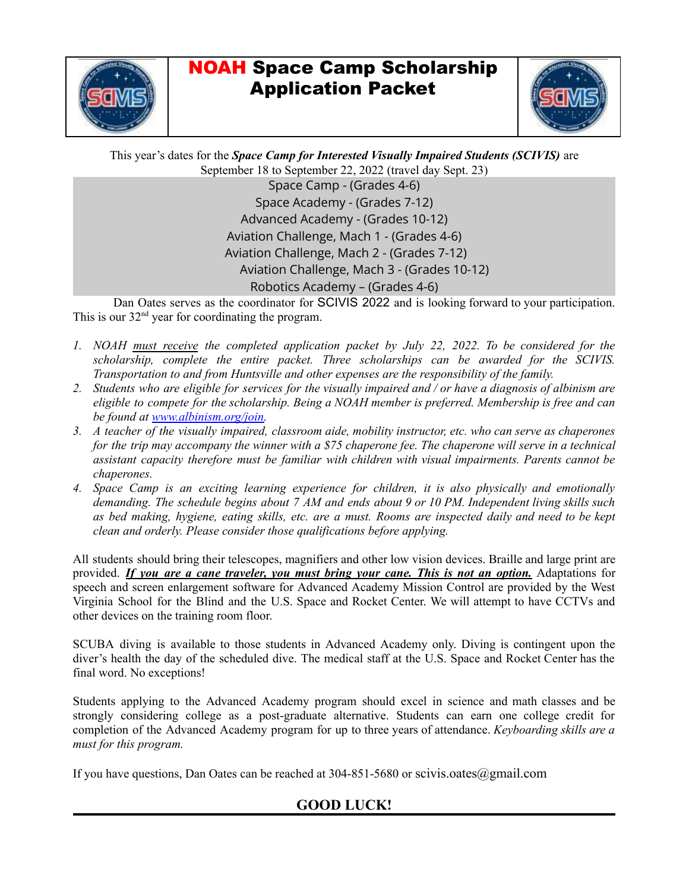# **NOAH** Space Camp Scholarship Application Packet

This year's dates for the ***Space Camp for Interested Visually Impaired Students (SCIVIS)*** are September 18 to September 22, 2022 (travel day Sept. 23)

Space Camp - (Grades 4-6)
Space Academy - (Grades 7-12)
Advanced Academy - (Grades 10-12)
Aviation Challenge, Mach 1 - (Grades 4-6)
Aviation Challenge, Mach 2 - (Grades 7-12)
Aviation Challenge, Mach 3 - (Grades 10-12)
Robotics Academy – (Grades 4-6)

Dan Oates serves as the coordinator for SCIVIS 2022 and is looking forward to your participation. This is our 32nd year for coordinating the program.

1. *NOAH must receive the completed application packet by July 22, 2022. To be considered for the scholarship, complete the entire packet. Three scholarships can be awarded for the SCIVIS. Transportation to and from Huntsville and other expenses are the responsibility of the family.*
2. *Students who are eligible for services for the visually impaired and / or have a diagnosis of albinism are eligible to compete for the scholarship. Being a NOAH member is preferred. Membership is free and can be found at www.albinism.org/join.*
3. *A teacher of the visually impaired, classroom aide, mobility instructor, etc. who can serve as chaperones for the trip may accompany the winner with a $75 chaperone fee. The chaperone will serve in a technical assistant capacity therefore must be familiar with children with visual impairments. Parents cannot be chaperones.*
4. *Space Camp is an exciting learning experience for children, it is also physically and emotionally demanding. The schedule begins about 7 AM and ends about 9 or 10 PM. Independent living skills such as bed making, hygiene, eating skills, etc. are a must. Rooms are inspected daily and need to be kept clean and orderly. Please consider those qualifications before applying.*

All students should bring their telescopes, magnifiers and other low vision devices. Braille and large print are provided. ***If you are a cane traveler, you must bring your cane. This is not an option.*** Adaptations for speech and screen enlargement software for Advanced Academy Mission Control are provided by the West Virginia School for the Blind and the U.S. Space and Rocket Center. We will attempt to have CCTVs and other devices on the training room floor.

SCUBA diving is available to those students in Advanced Academy only. Diving is contingent upon the diver's health the day of the scheduled dive. The medical staff at the U.S. Space and Rocket Center has the final word. No exceptions!

Students applying to the Advanced Academy program should excel in science and math classes and be strongly considering college as a post-graduate alternative. Students can earn one college credit for completion of the Advanced Academy program for up to three years of attendance. *Keyboarding skills are a must for this program.*

If you have questions, Dan Oates can be reached at 304-851-5680 or scivis.oates@gmail.com

**GOOD LUCK!**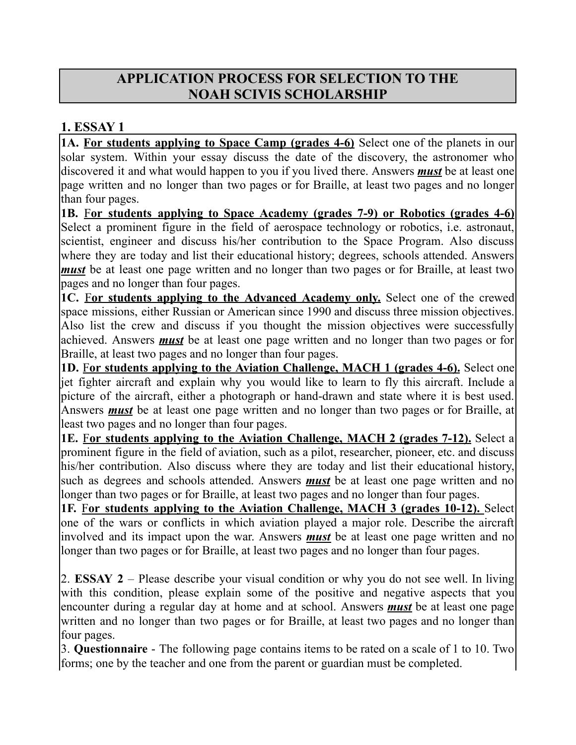# APPLICATION PROCESS FOR SELECTION TO THE NOAH SCIVIS SCHOLARSHIP

## 1. ESSAY 1

**1A. <u>For students applying to Space Camp (grades 4-6)</u>** Select one of the planets in our solar system. Within your essay discuss the date of the discovery, the astronomer who discovered it and what would happen to you if you lived there. Answers ***<u>must</u>*** be at least one page written and no longer than two pages or for Braille, at least two pages and no longer than four pages.

**1B. <u>For students applying to Space Academy (grades 7-9) or Robotics (grades 4-6)</u>** Select a prominent figure in the field of aerospace technology or robotics, i.e. astronaut, scientist, engineer and discuss his/her contribution to the Space Program. Also discuss where they are today and list their educational history; degrees, schools attended. Answers ***<u>must</u>*** be at least one page written and no longer than two pages or for Braille, at least two pages and no longer than four pages.

**1C. <u>For students applying to the Advanced Academy only.</u>** Select one of the crewed space missions, either Russian or American since 1990 and discuss three mission objectives. Also list the crew and discuss if you thought the mission objectives were successfully achieved. Answers ***<u>must</u>*** be at least one page written and no longer than two pages or for Braille, at least two pages and no longer than four pages.

**1D. <u>For students applying to the Aviation Challenge, MACH 1 (grades 4-6).</u>** Select one jet fighter aircraft and explain why you would like to learn to fly this aircraft. Include a picture of the aircraft, either a photograph or hand-drawn and state where it is best used. Answers ***<u>must</u>*** be at least one page written and no longer than two pages or for Braille, at least two pages and no longer than four pages.

**1E. <u>For students applying to the Aviation Challenge, MACH 2 (grades 7-12).</u>** Select a prominent figure in the field of aviation, such as a pilot, researcher, pioneer, etc. and discuss his/her contribution. Also discuss where they are today and list their educational history, such as degrees and schools attended. Answers ***<u>must</u>*** be at least one page written and no longer than two pages or for Braille, at least two pages and no longer than four pages.

**1F. <u>For students applying to the Aviation Challenge, MACH 3 (grades 10-12).</u>** Select one of the wars or conflicts in which aviation played a major role. Describe the aircraft involved and its impact upon the war. Answers ***<u>must</u>*** be at least one page written and no longer than two pages or for Braille, at least two pages and no longer than four pages.

2. **ESSAY 2** – Please describe your visual condition or why you do not see well. In living with this condition, please explain some of the positive and negative aspects that you encounter during a regular day at home and at school. Answers ***<u>must</u>*** be at least one page written and no longer than two pages or for Braille, at least two pages and no longer than four pages.

3. **Questionnaire** - The following page contains items to be rated on a scale of 1 to 10. Two forms; one by the teacher and one from the parent or guardian must be completed.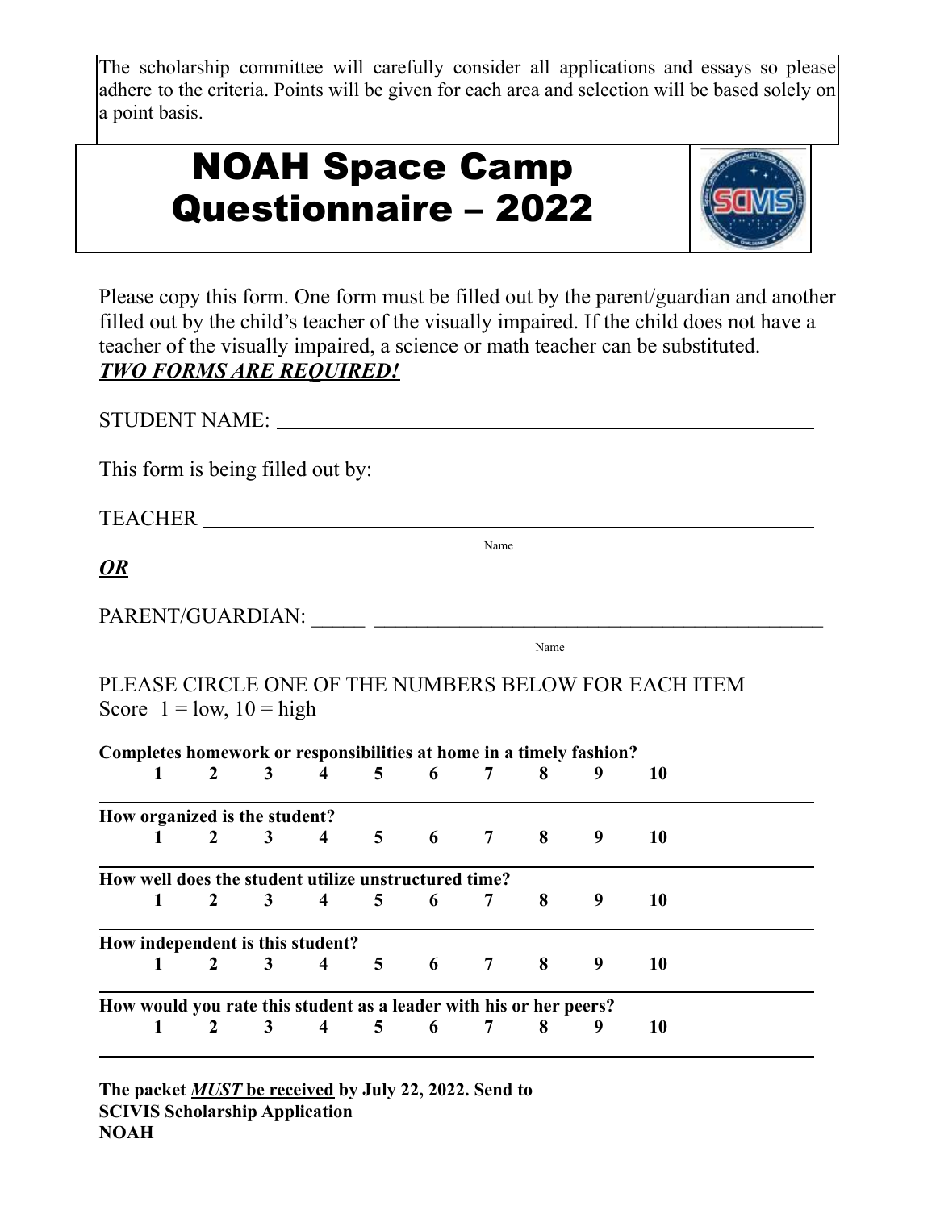The scholarship committee will carefully consider all applications and essays so please adhere to the criteria. Points will be given for each area and selection will be based solely on a point basis.

# NOAH Space Camp Questionnaire – 2022

Please copy this form. One form must be filled out by the parent/guardian and another filled out by the child's teacher of the visually impaired. If the child does not have a teacher of the visually impaired, a science or math teacher can be substituted.
***TWO FORMS ARE REQUIRED!***

STUDENT NAME: ____________________________________________

This form is being filled out by:

TEACHER ____________________________________________
Name

***OR***

PARENT/GUARDIAN: _____ ____________________________________________
Name

PLEASE CIRCLE ONE OF THE NUMBERS BELOW FOR EACH ITEM
Score 1 = low, 10 = high

**Completes homework or responsibilities at home in a timely fashion?**
**1 2 3 4 5 6 7 8 9 10**

**How organized is the student?**
**1 2 3 4 5 6 7 8 9 10**

**How well does the student utilize unstructured time?**
**1 2 3 4 5 6 7 8 9 10**

**How independent is this student?**
**1 2 3 4 5 6 7 8 9 10**

**How would you rate this student as a leader with his or her peers?**
**1 2 3 4 5 6 7 8 9 10**

**The packet *MUST* be received by July 22, 2022. Send to**
**SCIVIS Scholarship Application**
**NOAH**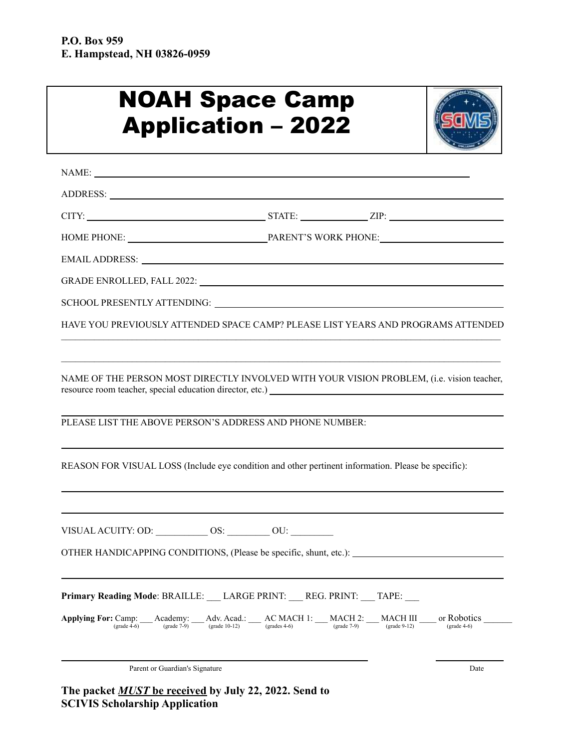**P.O. Box 959**
**E. Hampstead, NH 03826-0959**

# NOAH Space Camp Application – 2022

NAME: ______________________________________________

ADDRESS: ______________________________________________

CITY: ____________________ STATE: __________ ZIP: ______________

HOME PHONE: ____________________ PARENT'S WORK PHONE: ____________________

EMAIL ADDRESS: ______________________________________________

GRADE ENROLLED, FALL 2022: ______________________________________________

SCHOOL PRESENTLY ATTENDING: ______________________________________________

HAVE YOU PREVIOUSLY ATTENDED SPACE CAMP? PLEASE LIST YEARS AND PROGRAMS ATTENDED

______________________________________________

______________________________________________

NAME OF THE PERSON MOST DIRECTLY INVOLVED WITH YOUR VISION PROBLEM, (i.e. vision teacher, resource room teacher, special education director, etc.) ______________________________________________

______________________________________________

PLEASE LIST THE ABOVE PERSON'S ADDRESS AND PHONE NUMBER:

______________________________________________

REASON FOR VISUAL LOSS (Include eye condition and other pertinent information. Please be specific):

______________________________________________

______________________________________________

VISUAL ACUITY: OD: ___________ OS: _________ OU: _________

OTHER HANDICAPPING CONDITIONS, (Please be specific, shunt, etc.): ______________________________

______________________________________________

**Primary Reading Mode**: BRAILLE: ___ LARGE PRINT: ___ REG. PRINT: ___ TAPE: ___

**Applying For:** Camp: ___ (grade 4-6) Academy: ___ (grade 7-9) Adv. Acad.: ___ (grade 10-12) AC MACH 1: ___ (grades 4-6) MACH 2: ___ (grade 7-9) MACH III ____ (grade 9-12) or Robotics ______ (grade 4-6)

______________________________________________ ______________

Parent or Guardian's Signature Date

**The packet *MUST* be received by July 22, 2022. Send to SCIVIS Scholarship Application**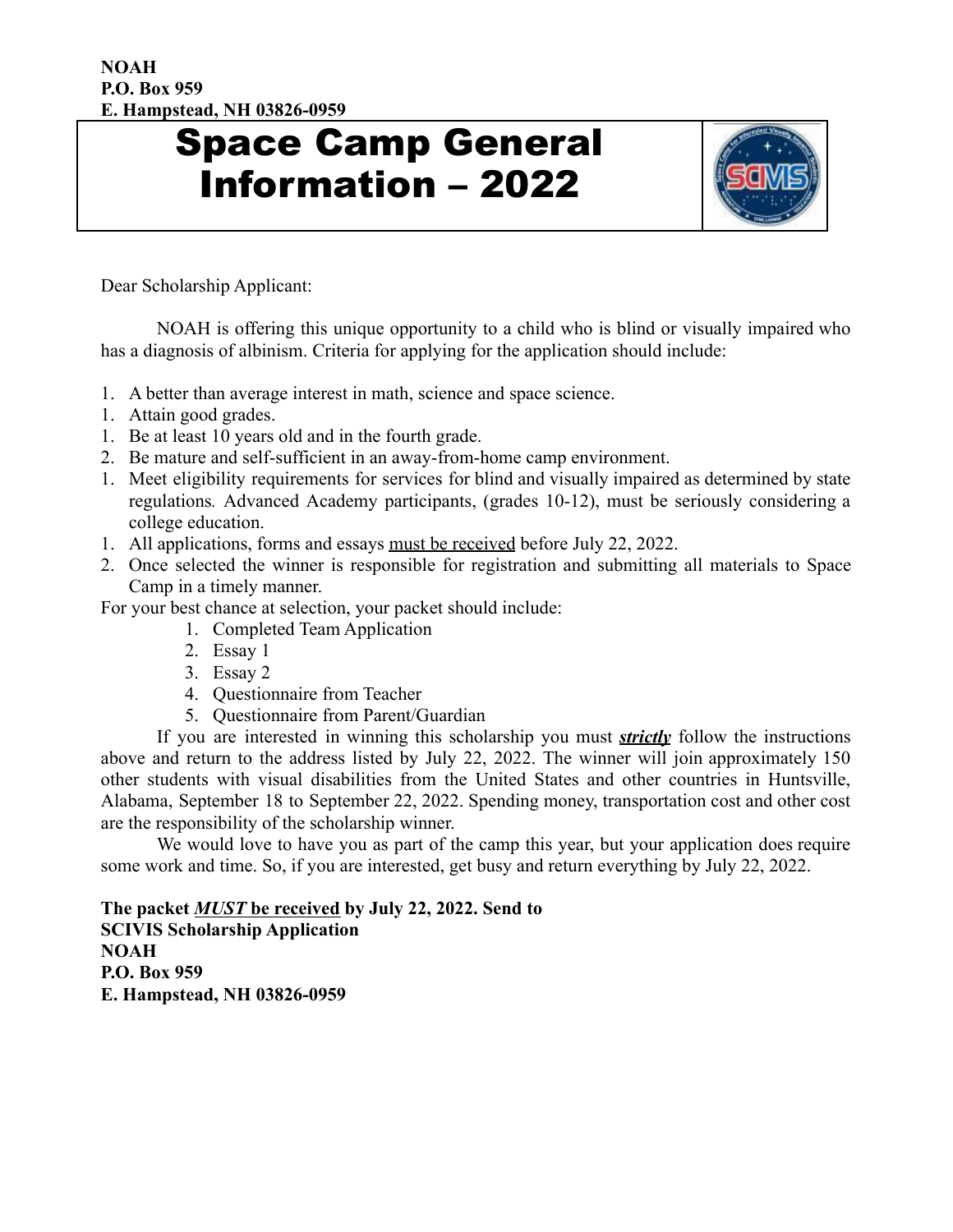**NOAH**
**P.O. Box 959**
**E. Hampstead, NH 03826-0959**

# Space Camp General Information – 2022

Dear Scholarship Applicant:

NOAH is offering this unique opportunity to a child who is blind or visually impaired who has a diagnosis of albinism. Criteria for applying for the application should include:

1. A better than average interest in math, science and space science.
1. Attain good grades.
1. Be at least 10 years old and in the fourth grade.
2. Be mature and self-sufficient in an away-from-home camp environment.
1. Meet eligibility requirements for services for blind and visually impaired as determined by state regulations. Advanced Academy participants, (grades 10-12), must be seriously considering a college education.
1. All applications, forms and essays <u>must be received</u> before July 22, 2022.
2. Once selected the winner is responsible for registration and submitting all materials to Space Camp in a timely manner.

For your best chance at selection, your packet should include:

1. Completed Team Application
2. Essay 1
3. Essay 2
4. Questionnaire from Teacher
5. Questionnaire from Parent/Guardian

If you are interested in winning this scholarship you must ***<u>strictly</u>*** follow the instructions above and return to the address listed by July 22, 2022. The winner will join approximately 150 other students with visual disabilities from the United States and other countries in Huntsville, Alabama, September 18 to September 22, 2022. Spending money, transportation cost and other cost are the responsibility of the scholarship winner.

We would love to have you as part of the camp this year, but your application does require some work and time. So, if you are interested, get busy and return everything by July 22, 2022.

**The packet *<u>MUST</u>* <u>be received</u> by July 22, 2022. Send to**
**SCIVIS Scholarship Application**
**NOAH**
**P.O. Box 959**
**E. Hampstead, NH 03826-0959**